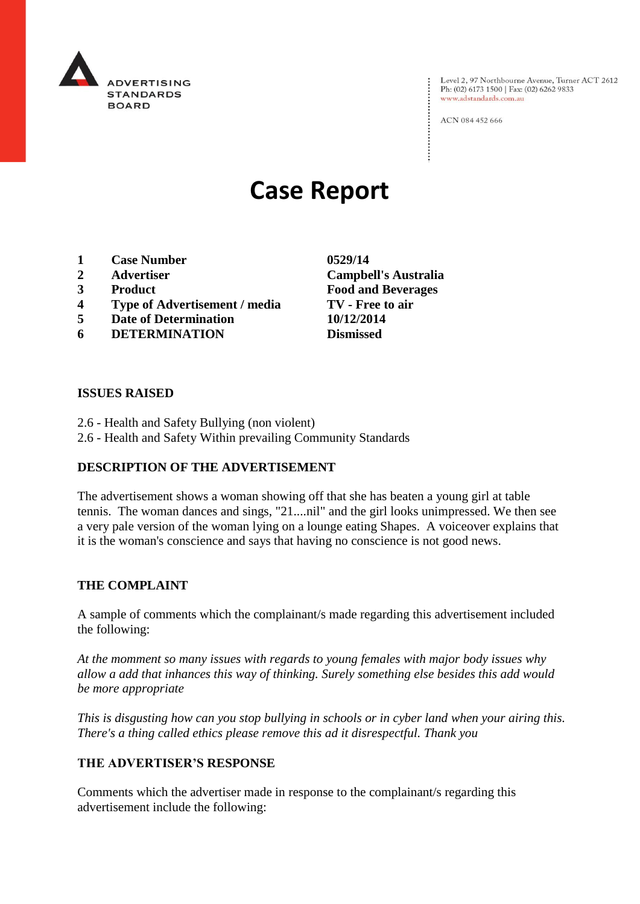ADVERTISING STANDARDS BOARD

Level 2, 97 Northbourne Avenue, Turner ACT 2612
Ph: (02) 6173 1500 | Fax: (02) 6262 9833
www.adstandards.com.au

ACN 084 452 666

# Case Report

| | | |
|---|---|---|
| **1** | **Case Number** | **0529/14** |
| **2** | **Advertiser** | **Campbell's Australia** |
| **3** | **Product** | **Food and Beverages** |
| **4** | **Type of Advertisement / media** | **TV - Free to air** |
| **5** | **Date of Determination** | **10/12/2014** |
| **6** | **DETERMINATION** | **Dismissed** |

**ISSUES RAISED**

2.6 - Health and Safety Bullying (non violent)
2.6 - Health and Safety Within prevailing Community Standards

**DESCRIPTION OF THE ADVERTISEMENT**

The advertisement shows a woman showing off that she has beaten a young girl at table tennis. The woman dances and sings, "21....nil" and the girl looks unimpressed. We then see a very pale version of the woman lying on a lounge eating Shapes. A voiceover explains that it is the woman's conscience and says that having no conscience is not good news.

**THE COMPLAINT**

A sample of comments which the complainant/s made regarding this advertisement included the following:

*At the momment so many issues with regards to young females with major body issues why allow a add that inhances this way of thinking. Surely something else besides this add would be more appropriate*

*This is disgusting how can you stop bullying in schools or in cyber land when your airing this. There's a thing called ethics please remove this ad it disrespectful. Thank you*

**THE ADVERTISER'S RESPONSE**

Comments which the advertiser made in response to the complainant/s regarding this advertisement include the following: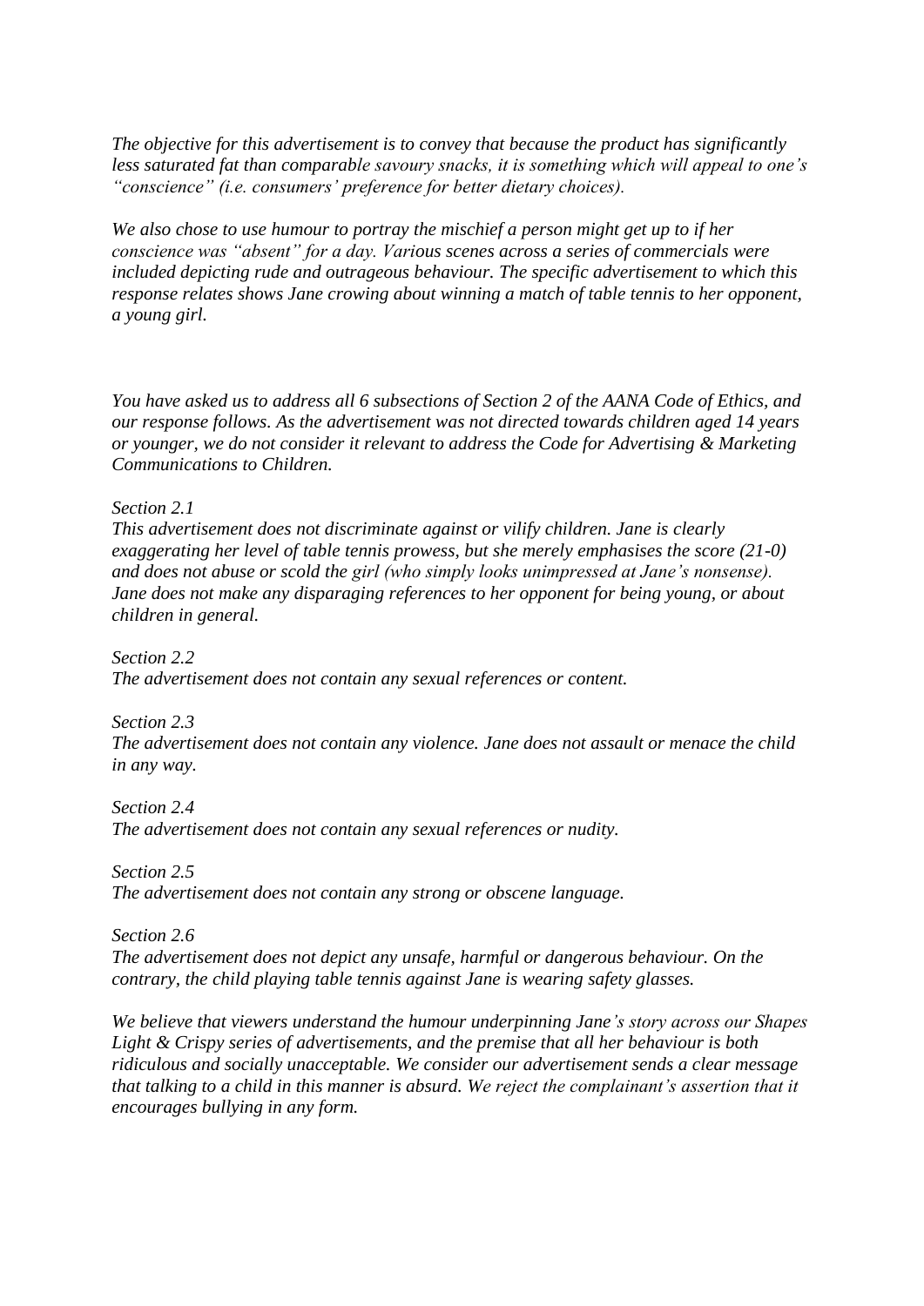*The objective for this advertisement is to convey that because the product has significantly less saturated fat than comparable savoury snacks, it is something which will appeal to one's "conscience" (i.e. consumers' preference for better dietary choices).*

*We also chose to use humour to portray the mischief a person might get up to if her conscience was "absent" for a day. Various scenes across a series of commercials were included depicting rude and outrageous behaviour. The specific advertisement to which this response relates shows Jane crowing about winning a match of table tennis to her opponent, a young girl.*

*You have asked us to address all 6 subsections of Section 2 of the AANA Code of Ethics, and our response follows. As the advertisement was not directed towards children aged 14 years or younger, we do not consider it relevant to address the Code for Advertising & Marketing Communications to Children.*

*Section 2.1*
*This advertisement does not discriminate against or vilify children. Jane is clearly exaggerating her level of table tennis prowess, but she merely emphasises the score (21-0) and does not abuse or scold the girl (who simply looks unimpressed at Jane's nonsense). Jane does not make any disparaging references to her opponent for being young, or about children in general.*

*Section 2.2*
*The advertisement does not contain any sexual references or content.*

*Section 2.3*
*The advertisement does not contain any violence. Jane does not assault or menace the child in any way.*

*Section 2.4*
*The advertisement does not contain any sexual references or nudity.*

*Section 2.5*
*The advertisement does not contain any strong or obscene language.*

*Section 2.6*
*The advertisement does not depict any unsafe, harmful or dangerous behaviour. On the contrary, the child playing table tennis against Jane is wearing safety glasses.*

*We believe that viewers understand the humour underpinning Jane's story across our Shapes Light & Crispy series of advertisements, and the premise that all her behaviour is both ridiculous and socially unacceptable. We consider our advertisement sends a clear message that talking to a child in this manner is absurd. We reject the complainant's assertion that it encourages bullying in any form.*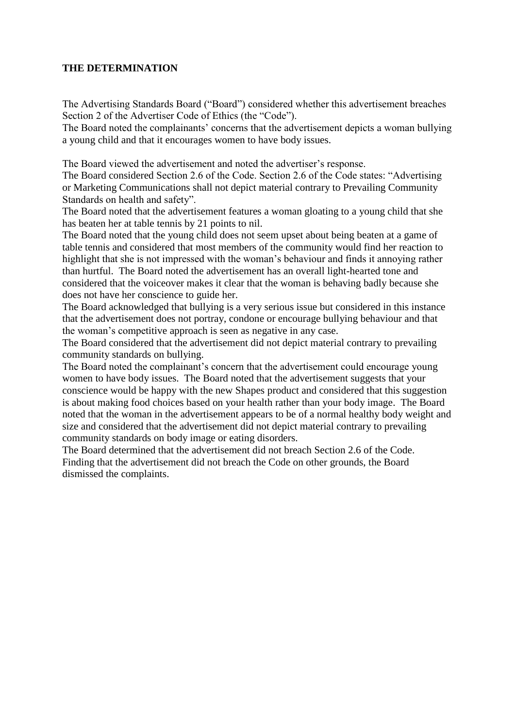**THE DETERMINATION**

The Advertising Standards Board ("Board") considered whether this advertisement breaches Section 2 of the Advertiser Code of Ethics (the "Code").
The Board noted the complainants' concerns that the advertisement depicts a woman bullying a young child and that it encourages women to have body issues.

The Board viewed the advertisement and noted the advertiser's response.
The Board considered Section 2.6 of the Code. Section 2.6 of the Code states: "Advertising or Marketing Communications shall not depict material contrary to Prevailing Community Standards on health and safety".
The Board noted that the advertisement features a woman gloating to a young child that she has beaten her at table tennis by 21 points to nil.
The Board noted that the young child does not seem upset about being beaten at a game of table tennis and considered that most members of the community would find her reaction to highlight that she is not impressed with the woman's behaviour and finds it annoying rather than hurtful. The Board noted the advertisement has an overall light-hearted tone and considered that the voiceover makes it clear that the woman is behaving badly because she does not have her conscience to guide her.
The Board acknowledged that bullying is a very serious issue but considered in this instance that the advertisement does not portray, condone or encourage bullying behaviour and that the woman's competitive approach is seen as negative in any case.
The Board considered that the advertisement did not depict material contrary to prevailing community standards on bullying.
The Board noted the complainant's concern that the advertisement could encourage young women to have body issues. The Board noted that the advertisement suggests that your conscience would be happy with the new Shapes product and considered that this suggestion is about making food choices based on your health rather than your body image. The Board noted that the woman in the advertisement appears to be of a normal healthy body weight and size and considered that the advertisement did not depict material contrary to prevailing community standards on body image or eating disorders.
The Board determined that the advertisement did not breach Section 2.6 of the Code.
Finding that the advertisement did not breach the Code on other grounds, the Board dismissed the complaints.